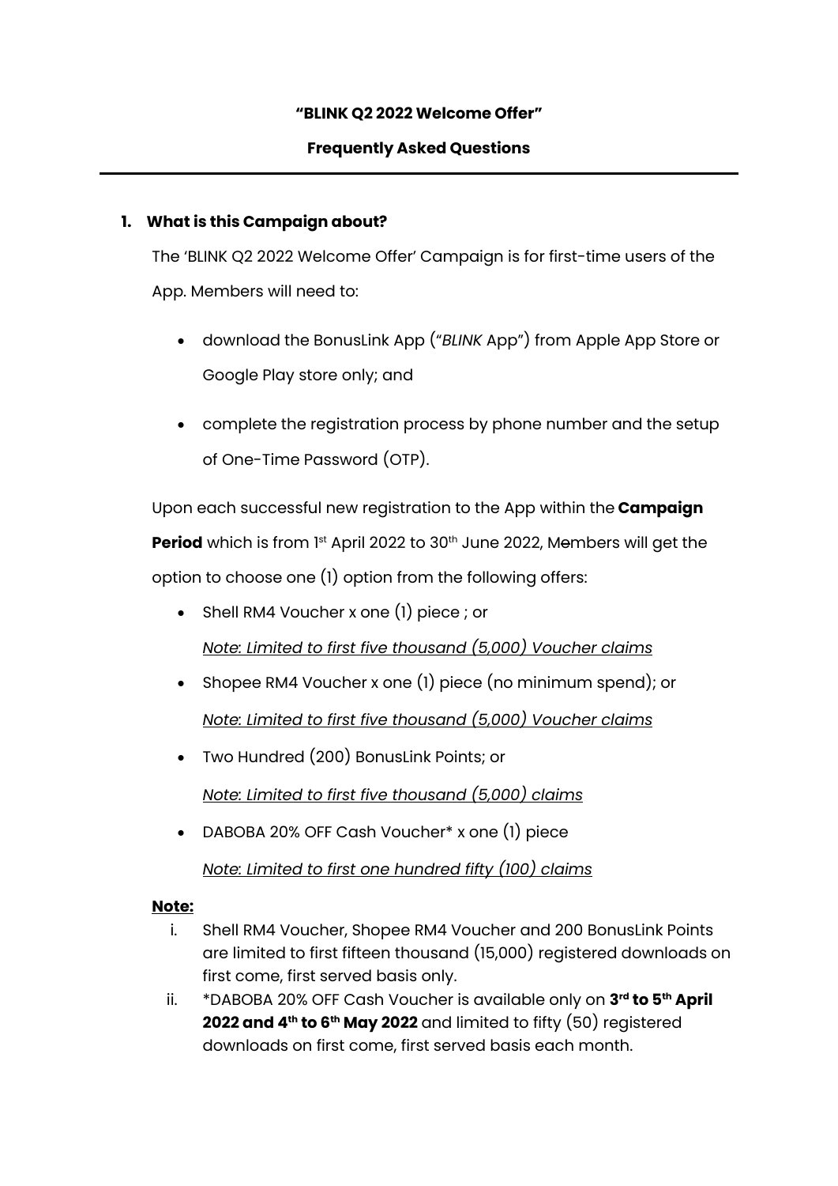**"BLINK Q2 2022 Welcome Offer"**

**Frequently Asked Questions**

---

**1. What is this Campaign about?**

The 'BLINK Q2 2022 Welcome Offer' Campaign is for first-time users of the App. Members will need to:

- download the BonusLink App ("*BLINK* App") from Apple App Store or Google Play store only; and
- complete the registration process by phone number and the setup of One-Time Password (OTP).

Upon each successful new registration to the App within the **Campaign Period** which is from 1st April 2022 to 30th June 2022, Members will get the option to choose one (1) option from the following offers:

- Shell RM4 Voucher x one (1) piece ; or

  *Note: Limited to first five thousand (5,000) Voucher claims*

- Shopee RM4 Voucher x one (1) piece (no minimum spend); or

  *Note: Limited to first five thousand (5,000) Voucher claims*

- Two Hundred (200) BonusLink Points; or

  *Note: Limited to first five thousand (5,000) claims*

- DABOBA 20% OFF Cash Voucher* x one (1) piece

  *Note: Limited to first one hundred fifty (100) claims*

**Note:**

i. Shell RM4 Voucher, Shopee RM4 Voucher and 200 BonusLink Points are limited to first fifteen thousand (15,000) registered downloads on first come, first served basis only.

ii. *DABOBA 20% OFF Cash Voucher is available only on **3rd to 5th April 2022 and 4th to 6th May 2022** and limited to fifty (50) registered downloads on first come, first served basis each month.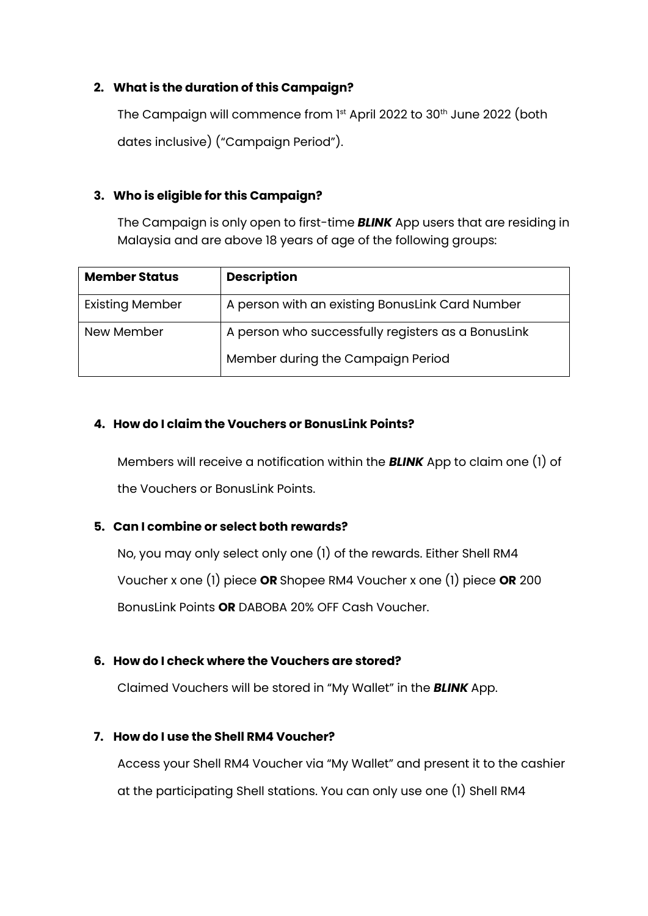**2. What is the duration of this Campaign?**

The Campaign will commence from 1st April 2022 to 30th June 2022 (both dates inclusive) ("Campaign Period").

**3. Who is eligible for this Campaign?**

The Campaign is only open to first-time ***BLINK*** App users that are residing in Malaysia and are above 18 years of age of the following groups:

| **Member Status** | **Description** |
| --- | --- |
| Existing Member | A person with an existing BonusLink Card Number |
| New Member | A person who successfully registers as a BonusLink Member during the Campaign Period |

**4. How do I claim the Vouchers or BonusLink Points?**

Members will receive a notification within the ***BLINK*** App to claim one (1) of the Vouchers or BonusLink Points.

**5. Can I combine or select both rewards?**

No, you may only select only one (1) of the rewards. Either Shell RM4 Voucher x one (1) piece **OR** Shopee RM4 Voucher x one (1) piece **OR** 200 BonusLink Points **OR** DABOBA 20% OFF Cash Voucher.

**6. How do I check where the Vouchers are stored?**

Claimed Vouchers will be stored in "My Wallet" in the ***BLINK*** App.

**7. How do I use the Shell RM4 Voucher?**

Access your Shell RM4 Voucher via "My Wallet" and present it to the cashier at the participating Shell stations. You can only use one (1) Shell RM4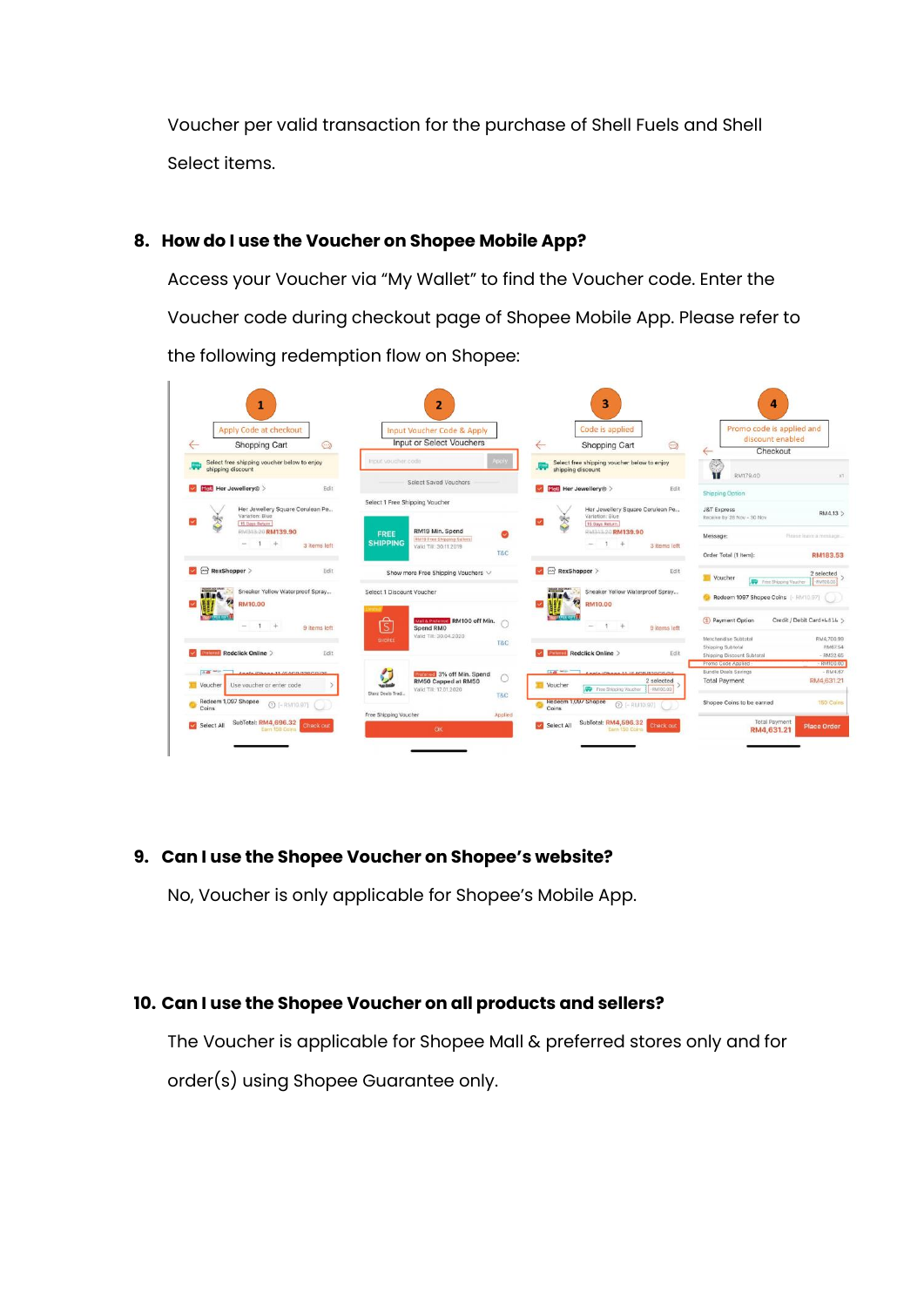Voucher per valid transaction for the purchase of Shell Fuels and Shell Select items.

8. **How do I use the Voucher on Shopee Mobile App?**

   Access your Voucher via "My Wallet" to find the Voucher code. Enter the Voucher code during checkout page of Shopee Mobile App. Please refer to the following redemption flow on Shopee:

9. **Can I use the Shopee Voucher on Shopee's website?**

   No, Voucher is only applicable for Shopee's Mobile App.

10. **Can I use the Shopee Voucher on all products and sellers?**

    The Voucher is applicable for Shopee Mall & preferred stores only and for order(s) using Shopee Guarantee only.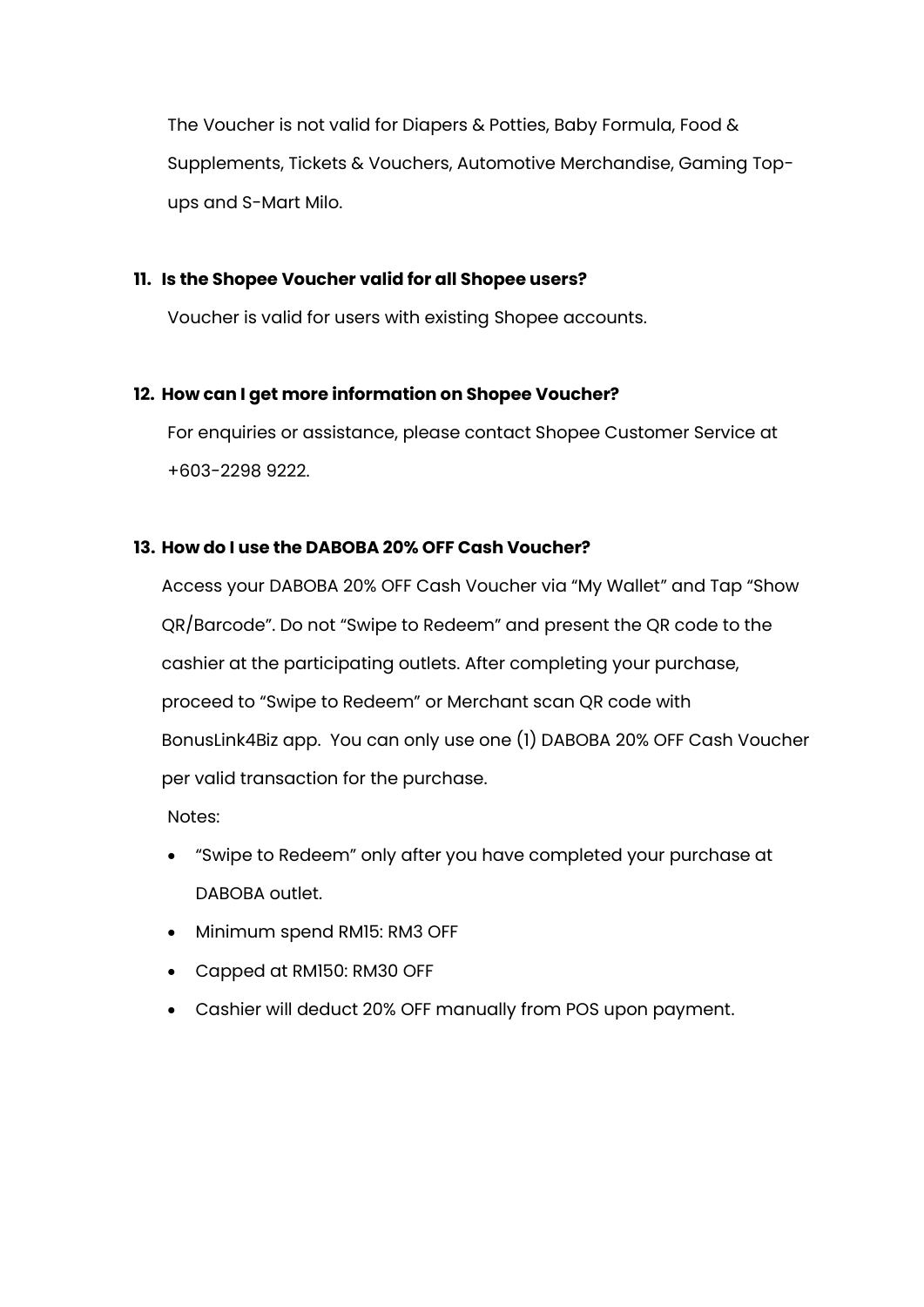The Voucher is not valid for Diapers & Potties, Baby Formula, Food & Supplements, Tickets & Vouchers, Automotive Merchandise, Gaming Top-ups and S-Mart Milo.

11. **Is the Shopee Voucher valid for all Shopee users?**

    Voucher is valid for users with existing Shopee accounts.

12. **How can I get more information on Shopee Voucher?**

    For enquiries or assistance, please contact Shopee Customer Service at +603-2298 9222.

13. **How do I use the DABOBA 20% OFF Cash Voucher?**

    Access your DABOBA 20% OFF Cash Voucher via "My Wallet" and Tap "Show QR/Barcode". Do not "Swipe to Redeem" and present the QR code to the cashier at the participating outlets. After completing your purchase, proceed to "Swipe to Redeem" or Merchant scan QR code with BonusLink4Biz app. You can only use one (1) DABOBA 20% OFF Cash Voucher per valid transaction for the purchase.

    Notes:

    - "Swipe to Redeem" only after you have completed your purchase at DABOBA outlet.
    - Minimum spend RM15: RM3 OFF
    - Capped at RM150: RM30 OFF
    - Cashier will deduct 20% OFF manually from POS upon payment.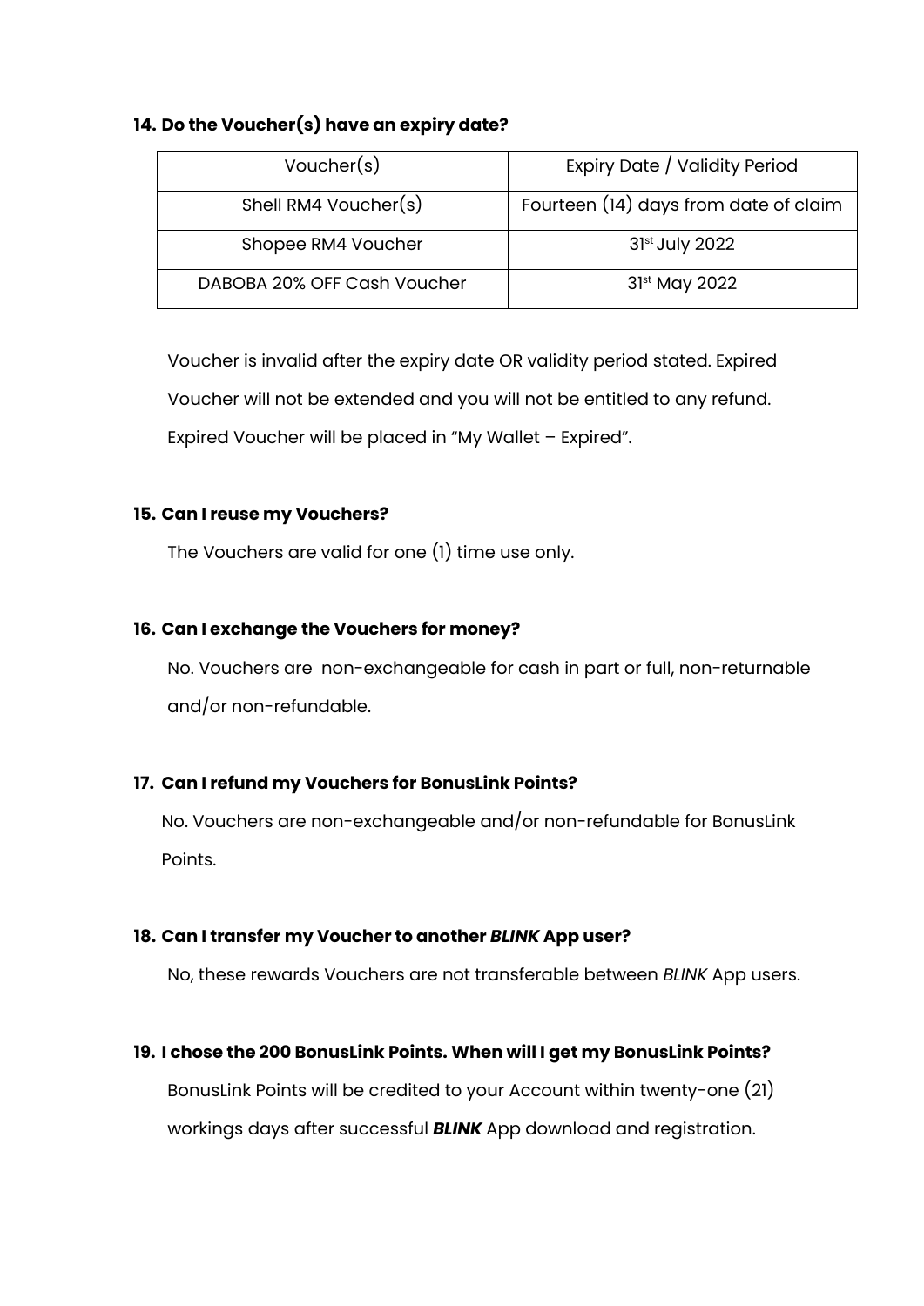**14. Do the Voucher(s) have an expiry date?**

| Voucher(s) | Expiry Date / Validity Period |
|---|---|
| Shell RM4 Voucher(s) | Fourteen (14) days from date of claim |
| Shopee RM4 Voucher | 31st July 2022 |
| DABOBA 20% OFF Cash Voucher | 31st May 2022 |

Voucher is invalid after the expiry date OR validity period stated. Expired Voucher will not be extended and you will not be entitled to any refund. Expired Voucher will be placed in "My Wallet – Expired".

**15. Can I reuse my Vouchers?**

The Vouchers are valid for one (1) time use only.

**16. Can I exchange the Vouchers for money?**

No. Vouchers are non-exchangeable for cash in part or full, non-returnable and/or non-refundable.

**17. Can I refund my Vouchers for BonusLink Points?**

No. Vouchers are non-exchangeable and/or non-refundable for BonusLink Points.

**18. Can I transfer my Voucher to another *BLINK* App user?**

No, these rewards Vouchers are not transferable between *BLINK* App users.

**19. I chose the 200 BonusLink Points. When will I get my BonusLink Points?**

BonusLink Points will be credited to your Account within twenty-one (21) workings days after successful ***BLINK*** App download and registration.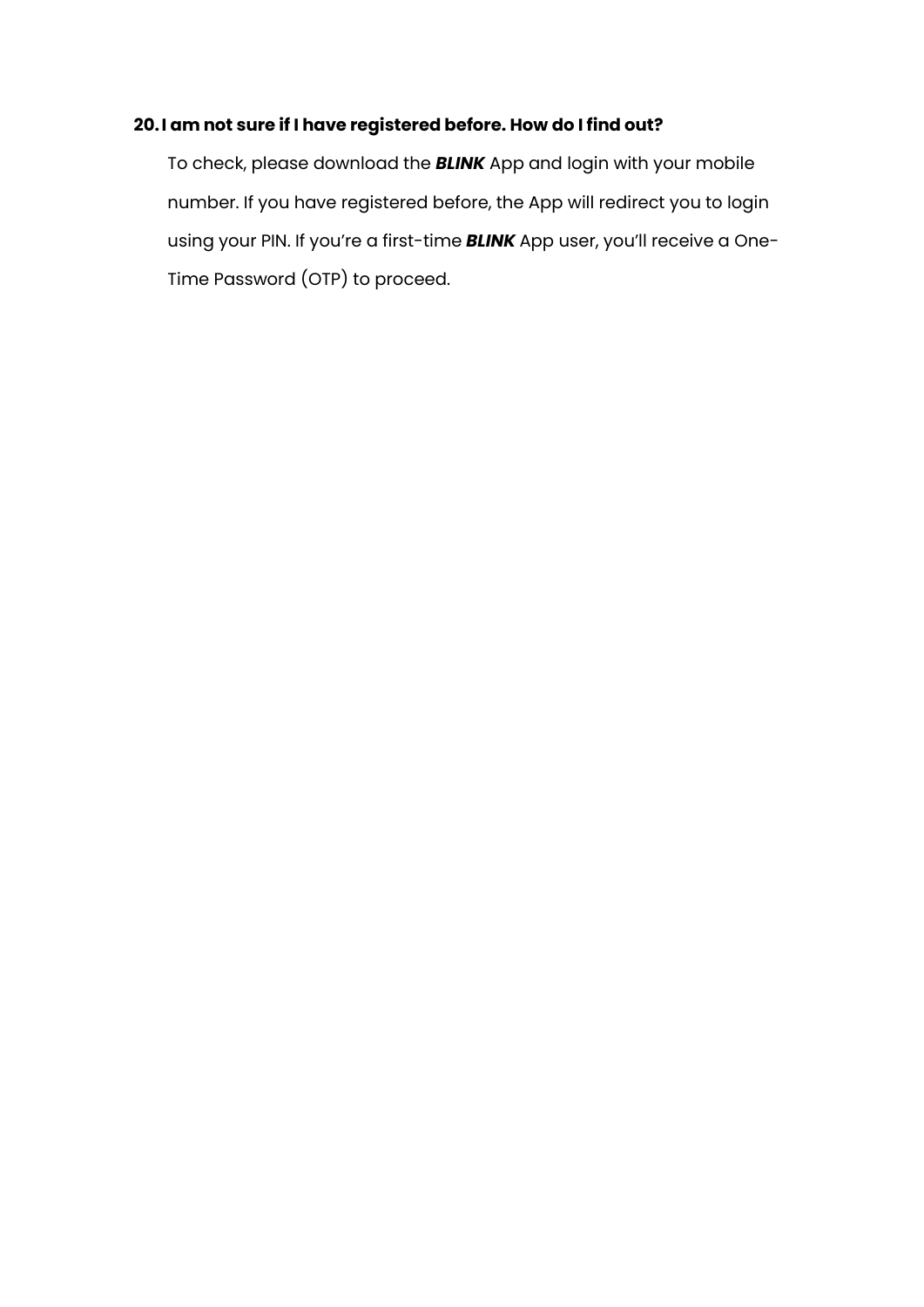**20. I am not sure if I have registered before. How do I find out?**

To check, please download the ***BLINK*** App and login with your mobile number. If you have registered before, the App will redirect you to login using your PIN. If you're a first-time ***BLINK*** App user, you'll receive a One-Time Password (OTP) to proceed.